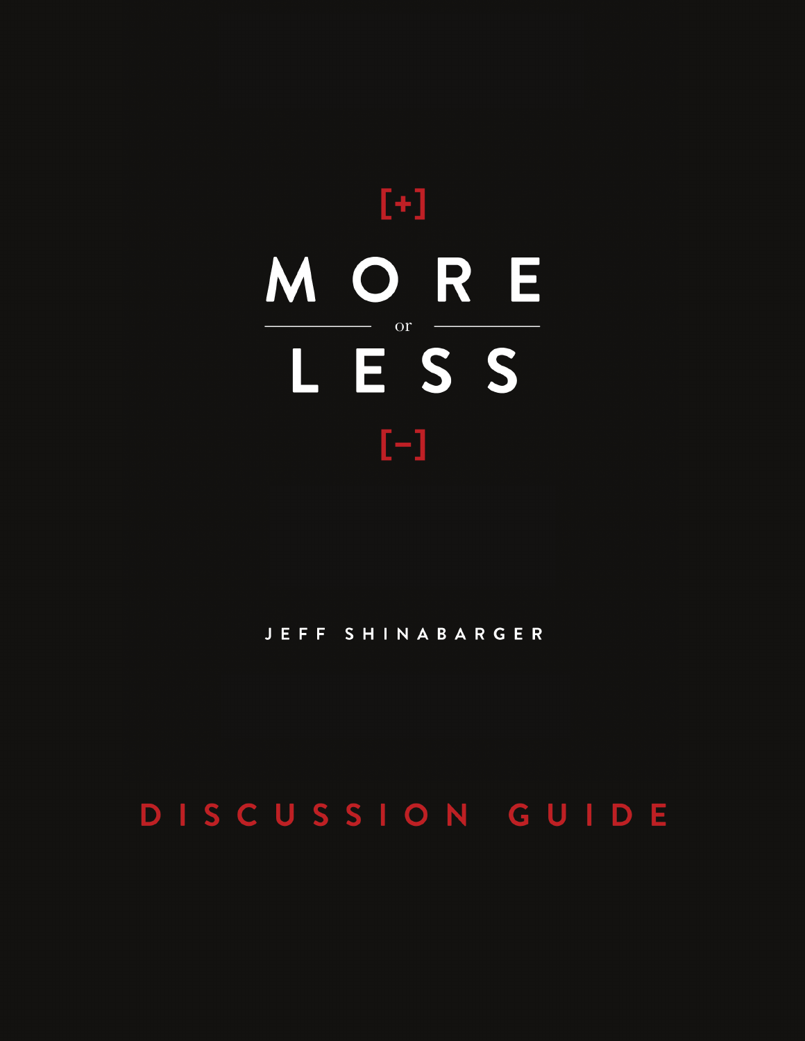[+]

# MORE or LESS

[–]

JEFF SHINABARGER

## DISCUSSION GUIDE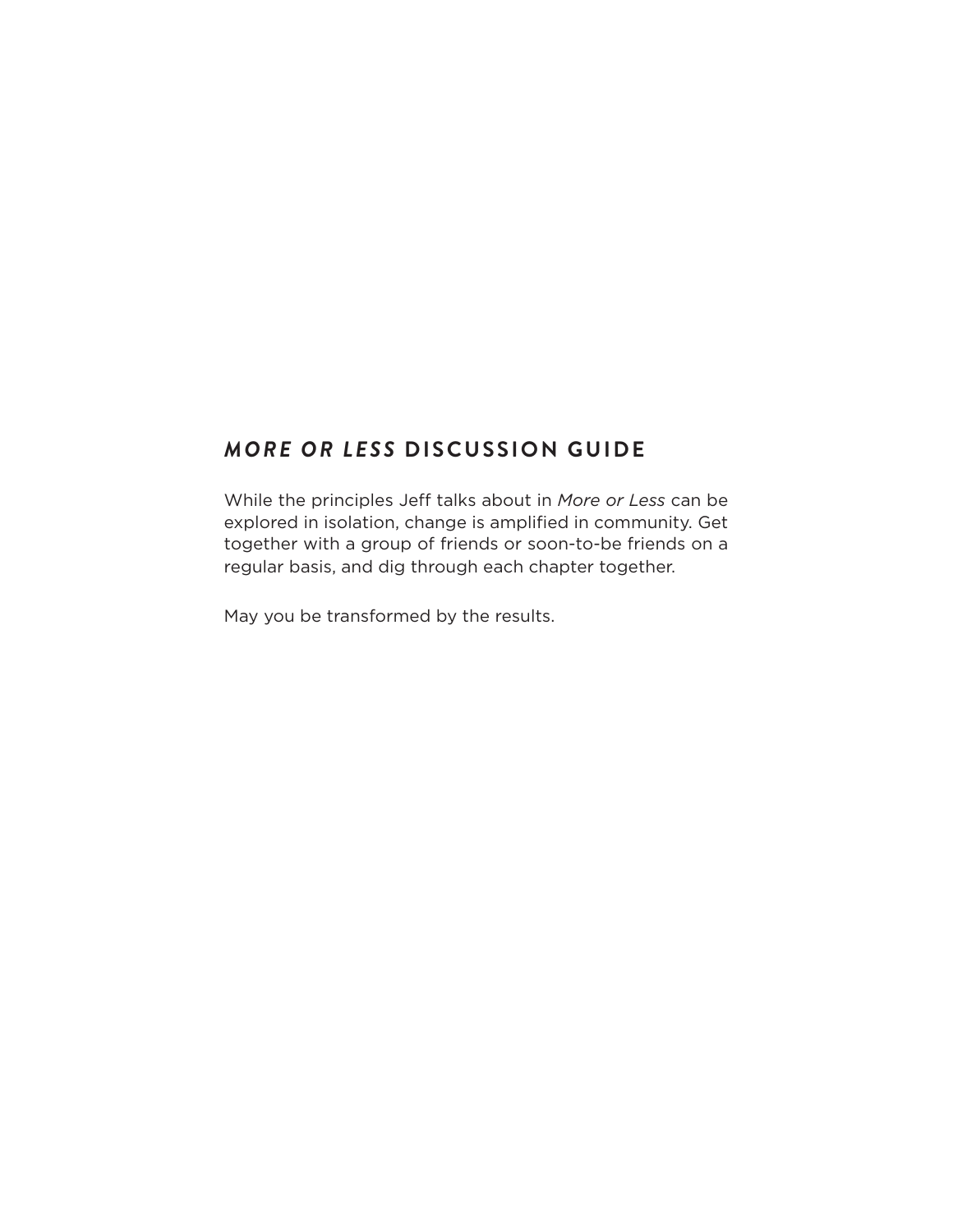## *MORE OR LESS* DISCUSSION GUIDE

While the principles Jeff talks about in *More or Less* can be explored in isolation, change is amplified in community. Get together with a group of friends or soon-to-be friends on a regular basis, and dig through each chapter together.

May you be transformed by the results.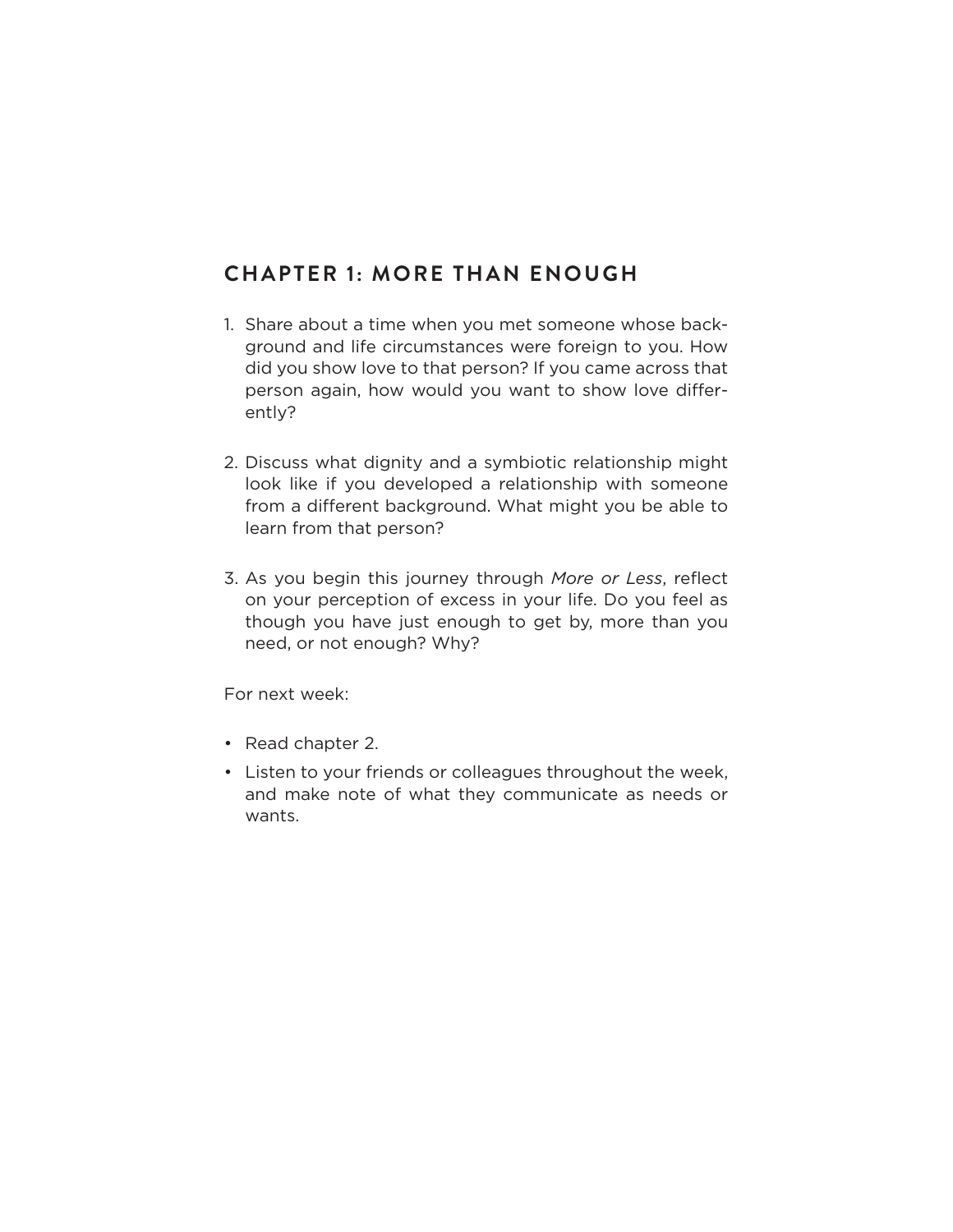## CHAPTER 1: MORE THAN ENOUGH

1. Share about a time when you met someone whose background and life circumstances were foreign to you. How did you show love to that person? If you came across that person again, how would you want to show love differently?

2. Discuss what dignity and a symbiotic relationship might look like if you developed a relationship with someone from a different background. What might you be able to learn from that person?

3. As you begin this journey through *More or Less*, reflect on your perception of excess in your life. Do you feel as though you have just enough to get by, more than you need, or not enough? Why?

For next week:

- Read chapter 2.
- Listen to your friends or colleagues throughout the week, and make note of what they communicate as needs or wants.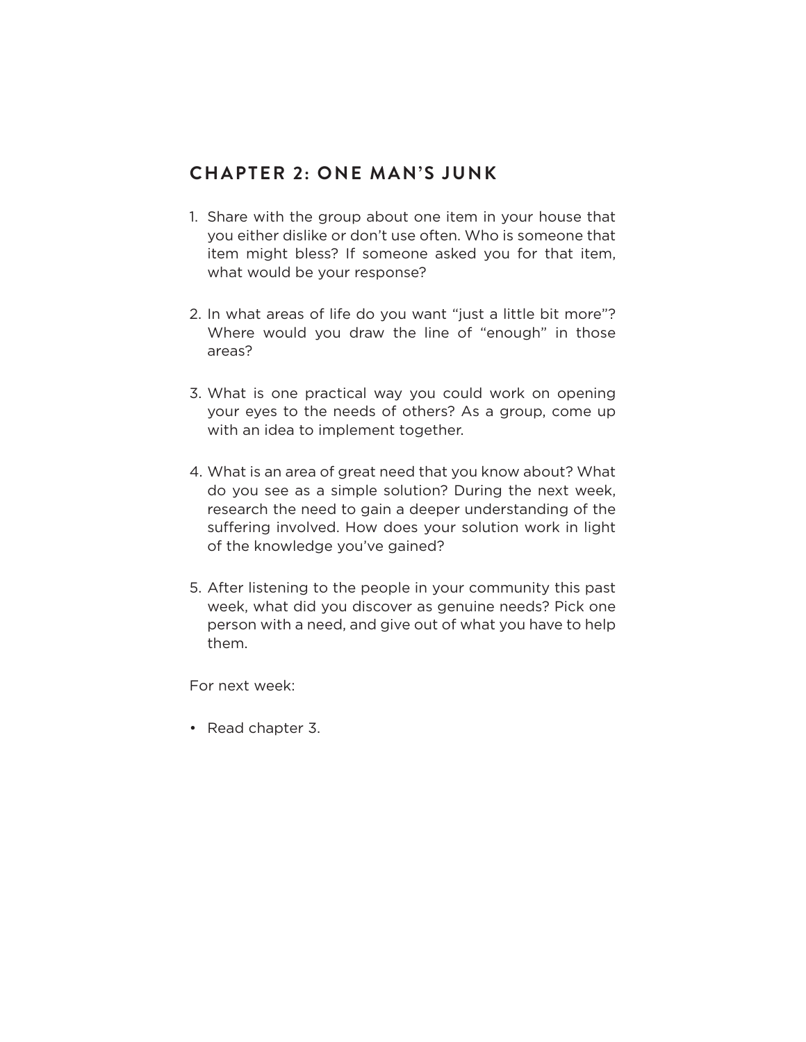## CHAPTER 2: ONE MAN'S JUNK

1. Share with the group about one item in your house that you either dislike or don't use often. Who is someone that item might bless? If someone asked you for that item, what would be your response?

2. In what areas of life do you want "just a little bit more"? Where would you draw the line of "enough" in those areas?

3. What is one practical way you could work on opening your eyes to the needs of others? As a group, come up with an idea to implement together.

4. What is an area of great need that you know about? What do you see as a simple solution? During the next week, research the need to gain a deeper understanding of the suffering involved. How does your solution work in light of the knowledge you've gained?

5. After listening to the people in your community this past week, what did you discover as genuine needs? Pick one person with a need, and give out of what you have to help them.

For next week:

- Read chapter 3.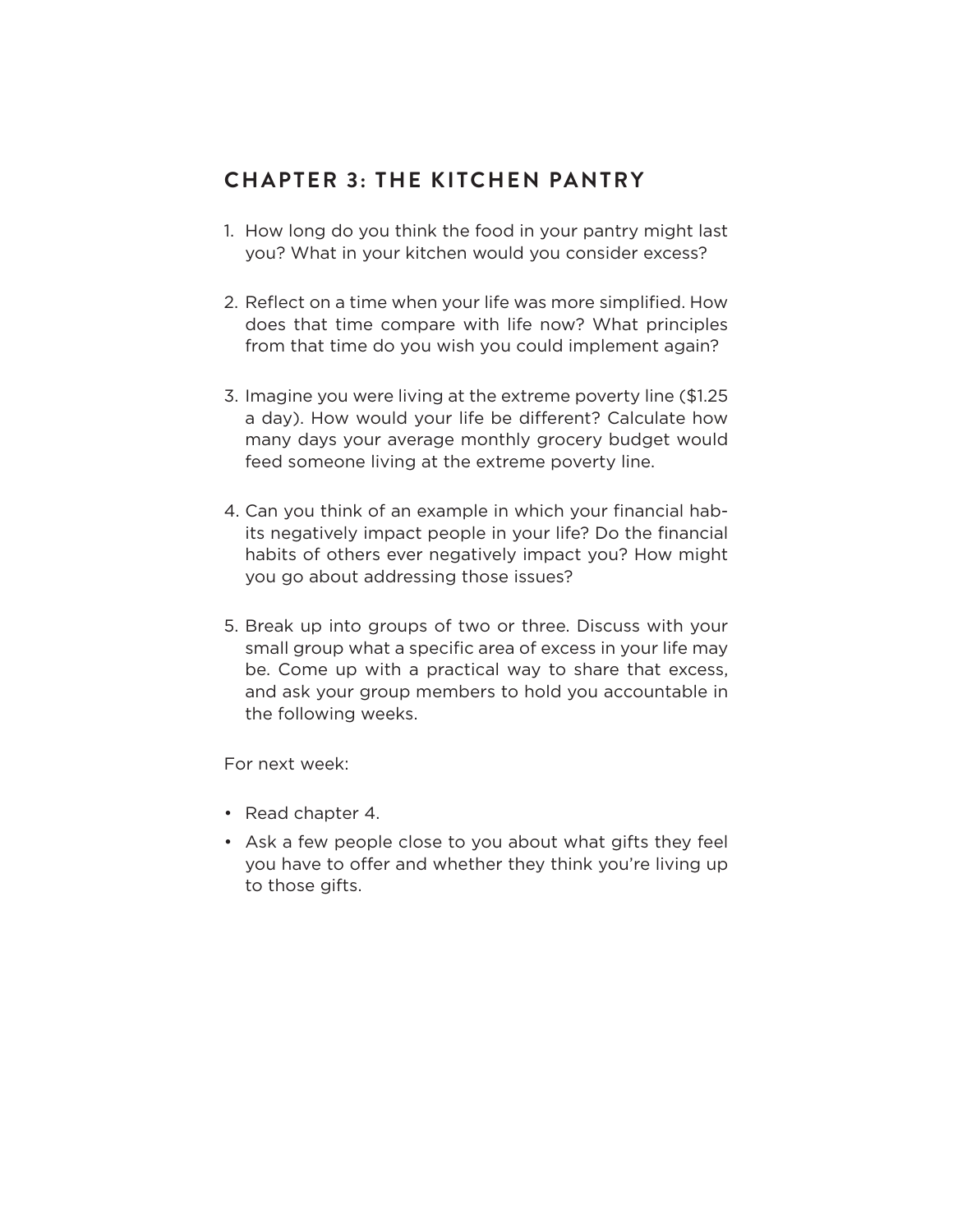## CHAPTER 3: THE KITCHEN PANTRY

1. How long do you think the food in your pantry might last you? What in your kitchen would you consider excess?

2. Reflect on a time when your life was more simplified. How does that time compare with life now? What principles from that time do you wish you could implement again?

3. Imagine you were living at the extreme poverty line ($1.25 a day). How would your life be different? Calculate how many days your average monthly grocery budget would feed someone living at the extreme poverty line.

4. Can you think of an example in which your financial habits negatively impact people in your life? Do the financial habits of others ever negatively impact you? How might you go about addressing those issues?

5. Break up into groups of two or three. Discuss with your small group what a specific area of excess in your life may be. Come up with a practical way to share that excess, and ask your group members to hold you accountable in the following weeks.

For next week:

- Read chapter 4.
- Ask a few people close to you about what gifts they feel you have to offer and whether they think you're living up to those gifts.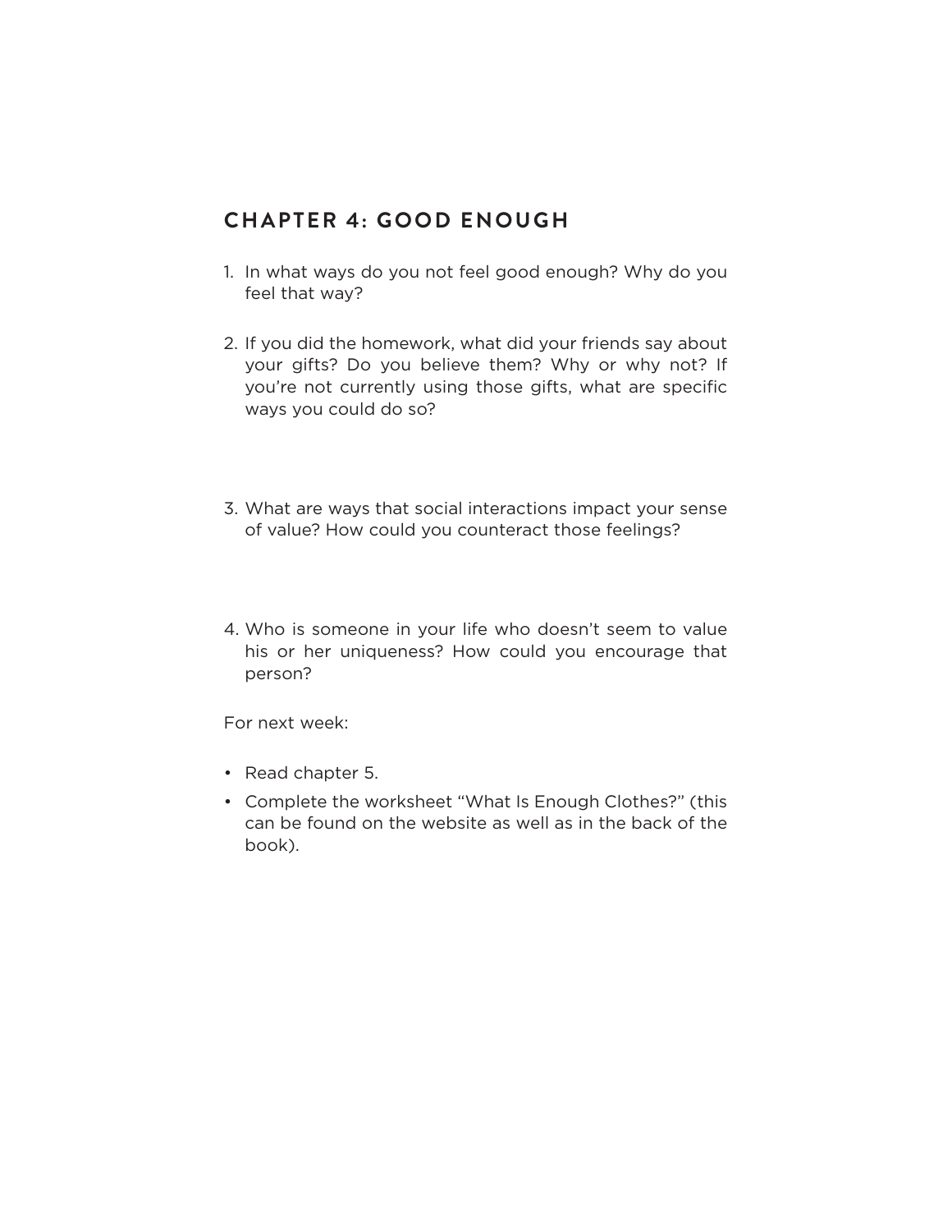## CHAPTER 4: GOOD ENOUGH

1. In what ways do you not feel good enough? Why do you feel that way?

2. If you did the homework, what did your friends say about your gifts? Do you believe them? Why or why not? If you're not currently using those gifts, what are specific ways you could do so?

3. What are ways that social interactions impact your sense of value? How could you counteract those feelings?

4. Who is someone in your life who doesn't seem to value his or her uniqueness? How could you encourage that person?

For next week:

- Read chapter 5.
- Complete the worksheet "What Is Enough Clothes?" (this can be found on the website as well as in the back of the book).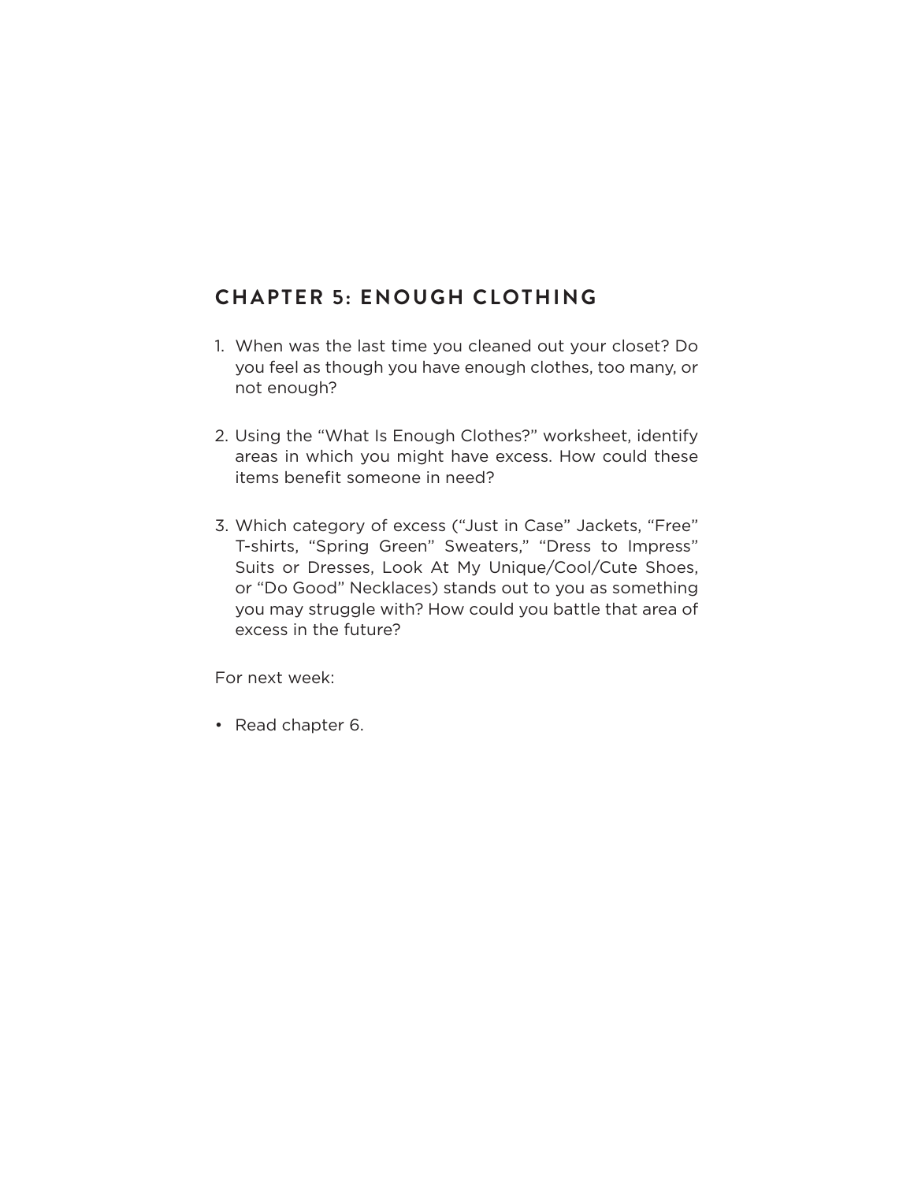## CHAPTER 5: ENOUGH CLOTHING

1. When was the last time you cleaned out your closet? Do you feel as though you have enough clothes, too many, or not enough?

2. Using the "What Is Enough Clothes?" worksheet, identify areas in which you might have excess. How could these items benefit someone in need?

3. Which category of excess ("Just in Case" Jackets, "Free" T-shirts, "Spring Green" Sweaters," "Dress to Impress" Suits or Dresses, Look At My Unique/Cool/Cute Shoes, or "Do Good" Necklaces) stands out to you as something you may struggle with? How could you battle that area of excess in the future?

For next week:

- Read chapter 6.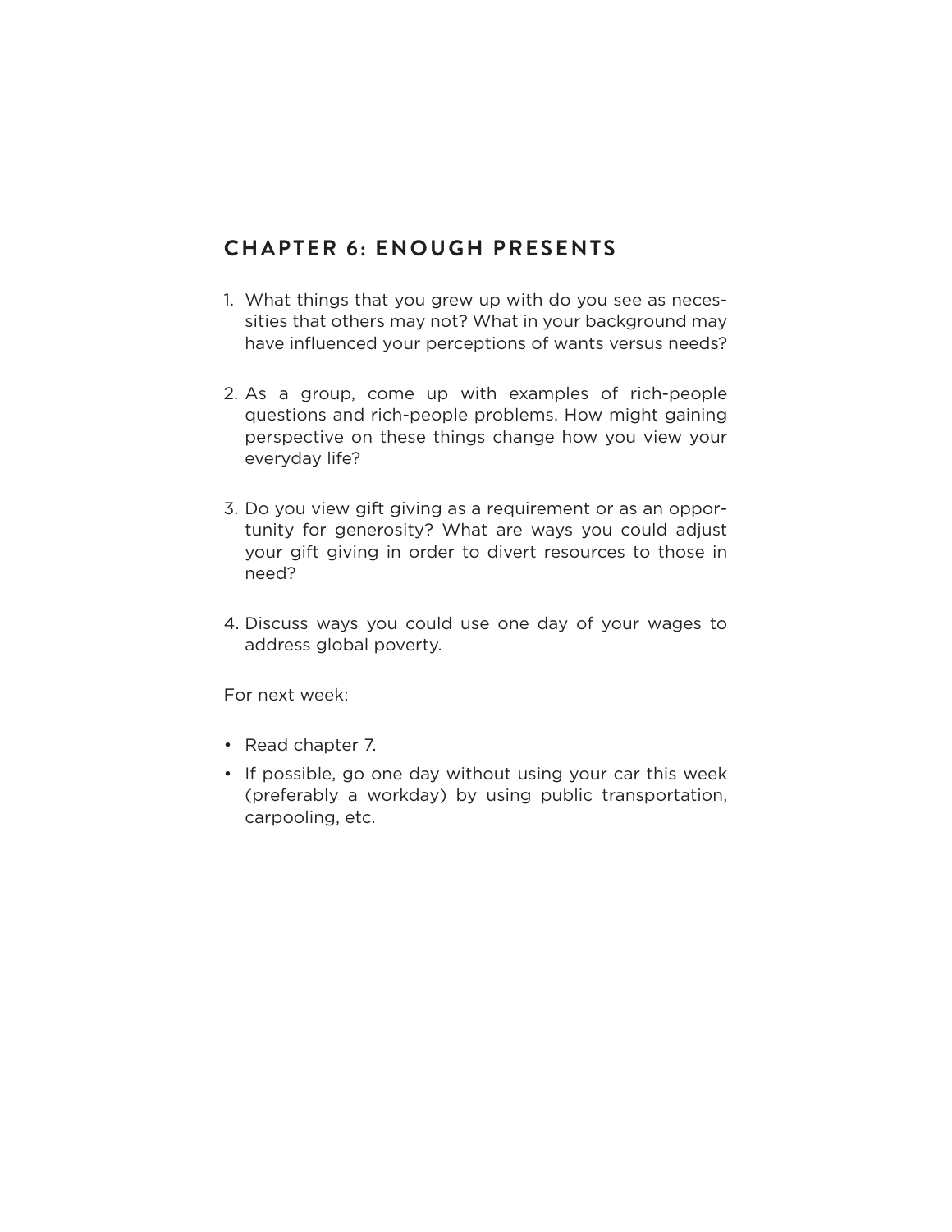## CHAPTER 6: ENOUGH PRESENTS

1. What things that you grew up with do you see as necessities that others may not? What in your background may have influenced your perceptions of wants versus needs?

2. As a group, come up with examples of rich-people questions and rich-people problems. How might gaining perspective on these things change how you view your everyday life?

3. Do you view gift giving as a requirement or as an opportunity for generosity? What are ways you could adjust your gift giving in order to divert resources to those in need?

4. Discuss ways you could use one day of your wages to address global poverty.

For next week:

- Read chapter 7.
- If possible, go one day without using your car this week (preferably a workday) by using public transportation, carpooling, etc.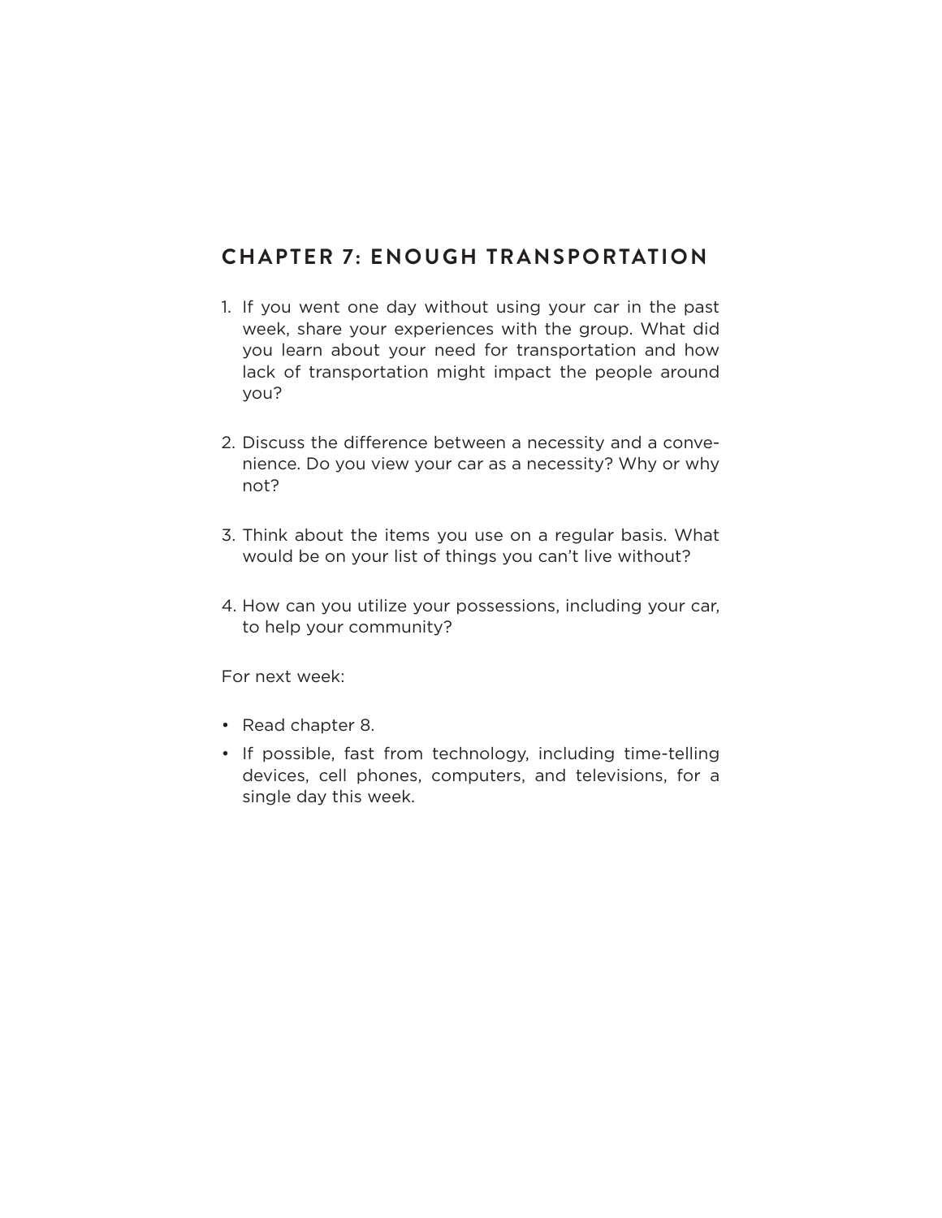## CHAPTER 7: ENOUGH TRANSPORTATION

1. If you went one day without using your car in the past week, share your experiences with the group. What did you learn about your need for transportation and how lack of transportation might impact the people around you?

2. Discuss the difference between a necessity and a convenience. Do you view your car as a necessity? Why or why not?

3. Think about the items you use on a regular basis. What would be on your list of things you can't live without?

4. How can you utilize your possessions, including your car, to help your community?

For next week:

- Read chapter 8.
- If possible, fast from technology, including time-telling devices, cell phones, computers, and televisions, for a single day this week.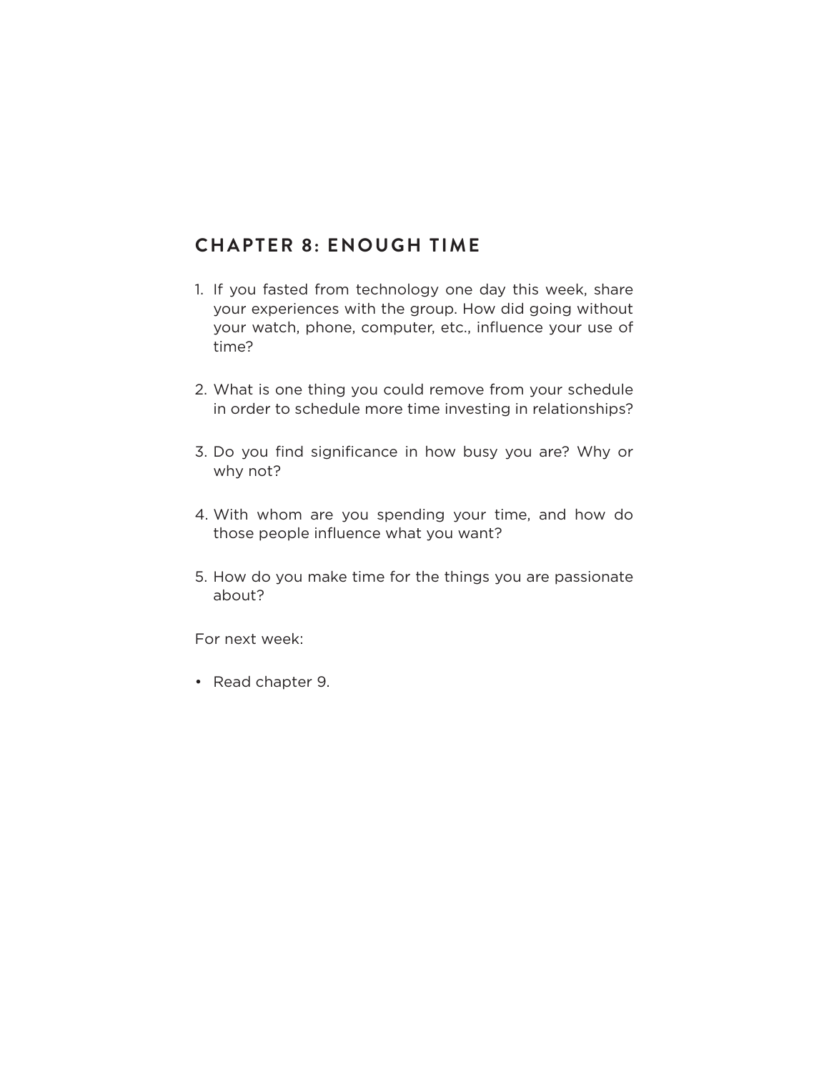## CHAPTER 8: ENOUGH TIME

1. If you fasted from technology one day this week, share your experiences with the group. How did going without your watch, phone, computer, etc., influence your use of time?

2. What is one thing you could remove from your schedule in order to schedule more time investing in relationships?

3. Do you find significance in how busy you are? Why or why not?

4. With whom are you spending your time, and how do those people influence what you want?

5. How do you make time for the things you are passionate about?

For next week:

- Read chapter 9.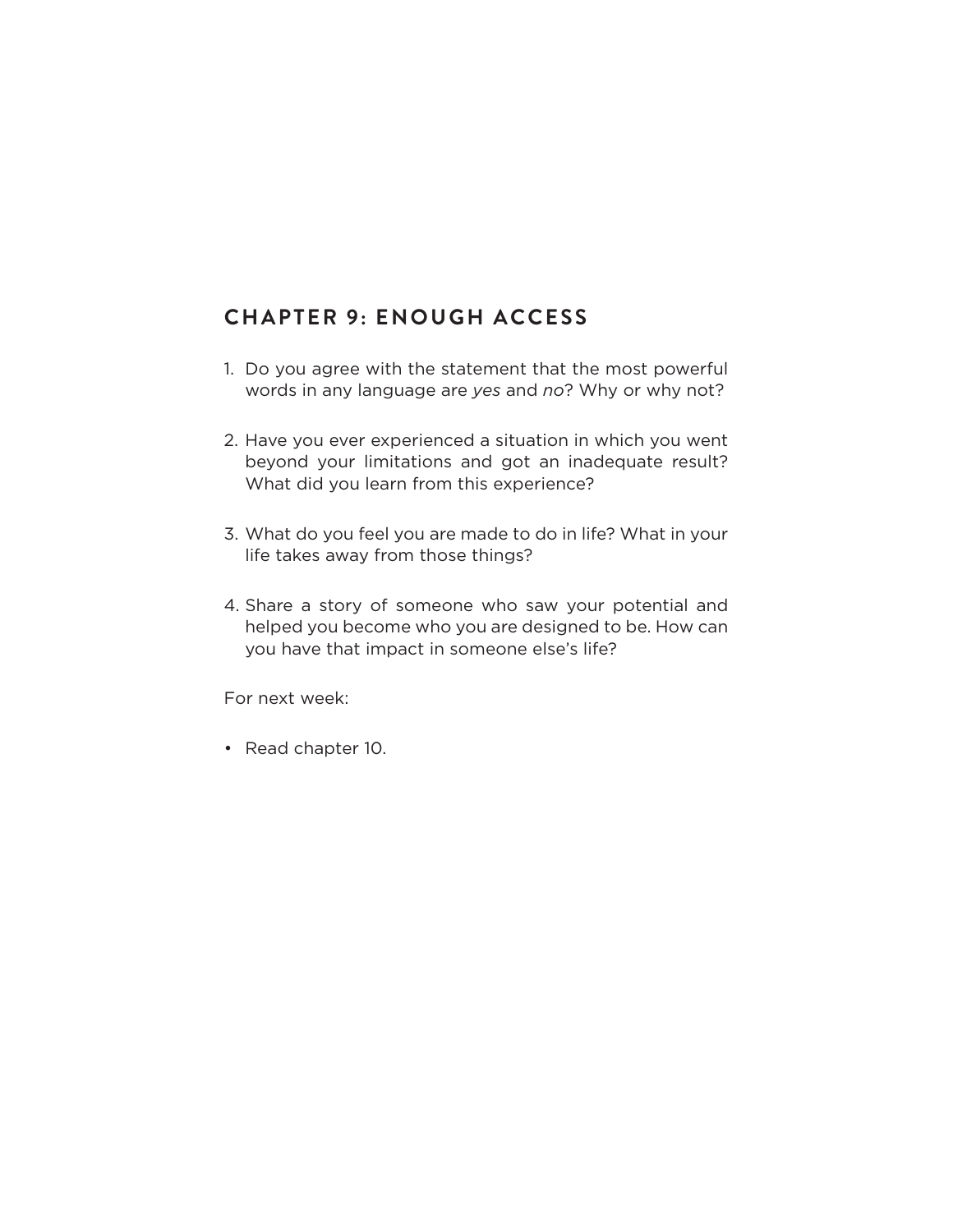## CHAPTER 9: ENOUGH ACCESS

1. Do you agree with the statement that the most powerful words in any language are *yes* and *no*? Why or why not?

2. Have you ever experienced a situation in which you went beyond your limitations and got an inadequate result? What did you learn from this experience?

3. What do you feel you are made to do in life? What in your life takes away from those things?

4. Share a story of someone who saw your potential and helped you become who you are designed to be. How can you have that impact in someone else's life?

For next week:

- Read chapter 10.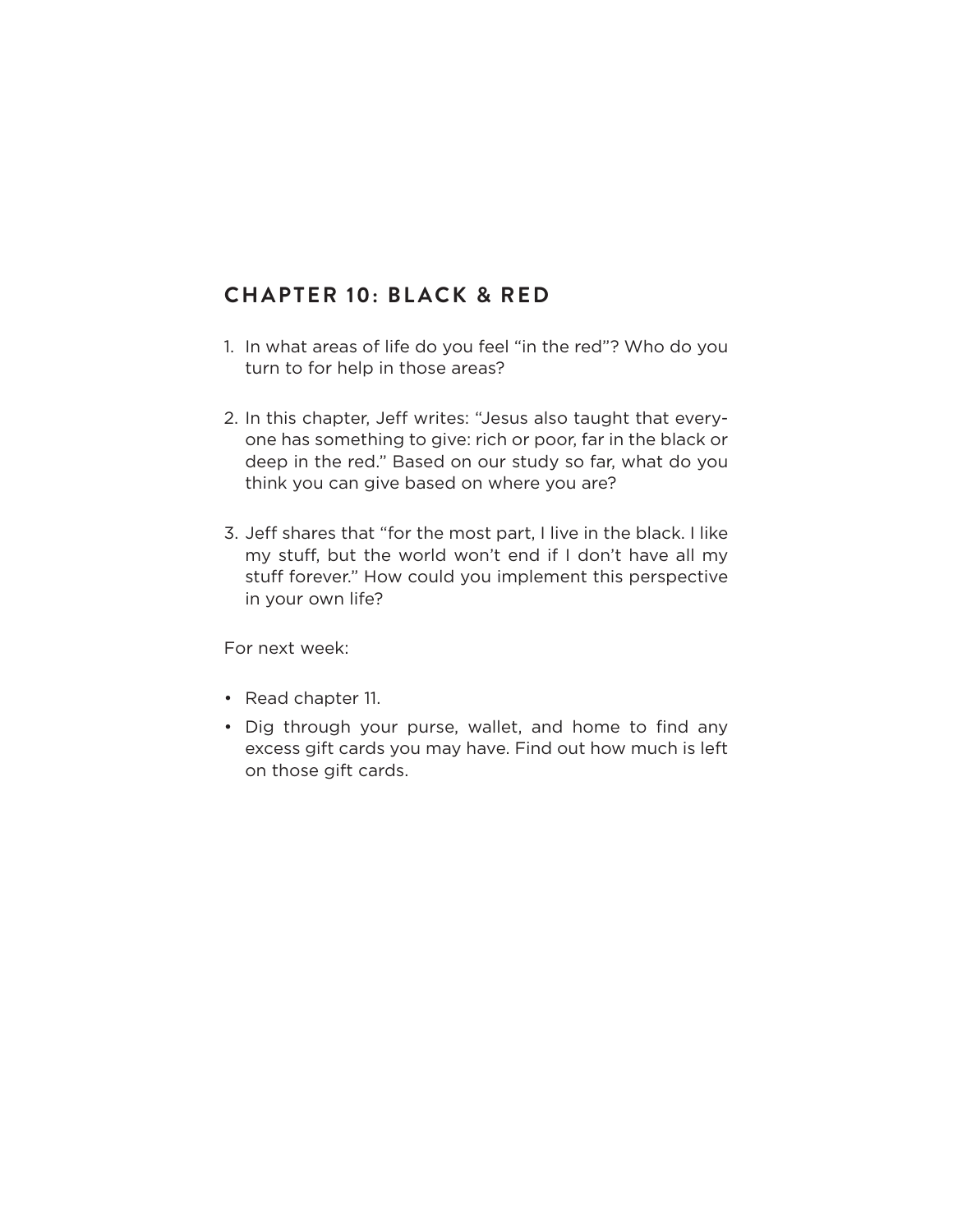## CHAPTER 10: BLACK & RED

1. In what areas of life do you feel "in the red"? Who do you turn to for help in those areas?

2. In this chapter, Jeff writes: "Jesus also taught that everyone has something to give: rich or poor, far in the black or deep in the red." Based on our study so far, what do you think you can give based on where you are?

3. Jeff shares that "for the most part, I live in the black. I like my stuff, but the world won't end if I don't have all my stuff forever." How could you implement this perspective in your own life?

For next week:

- Read chapter 11.
- Dig through your purse, wallet, and home to find any excess gift cards you may have. Find out how much is left on those gift cards.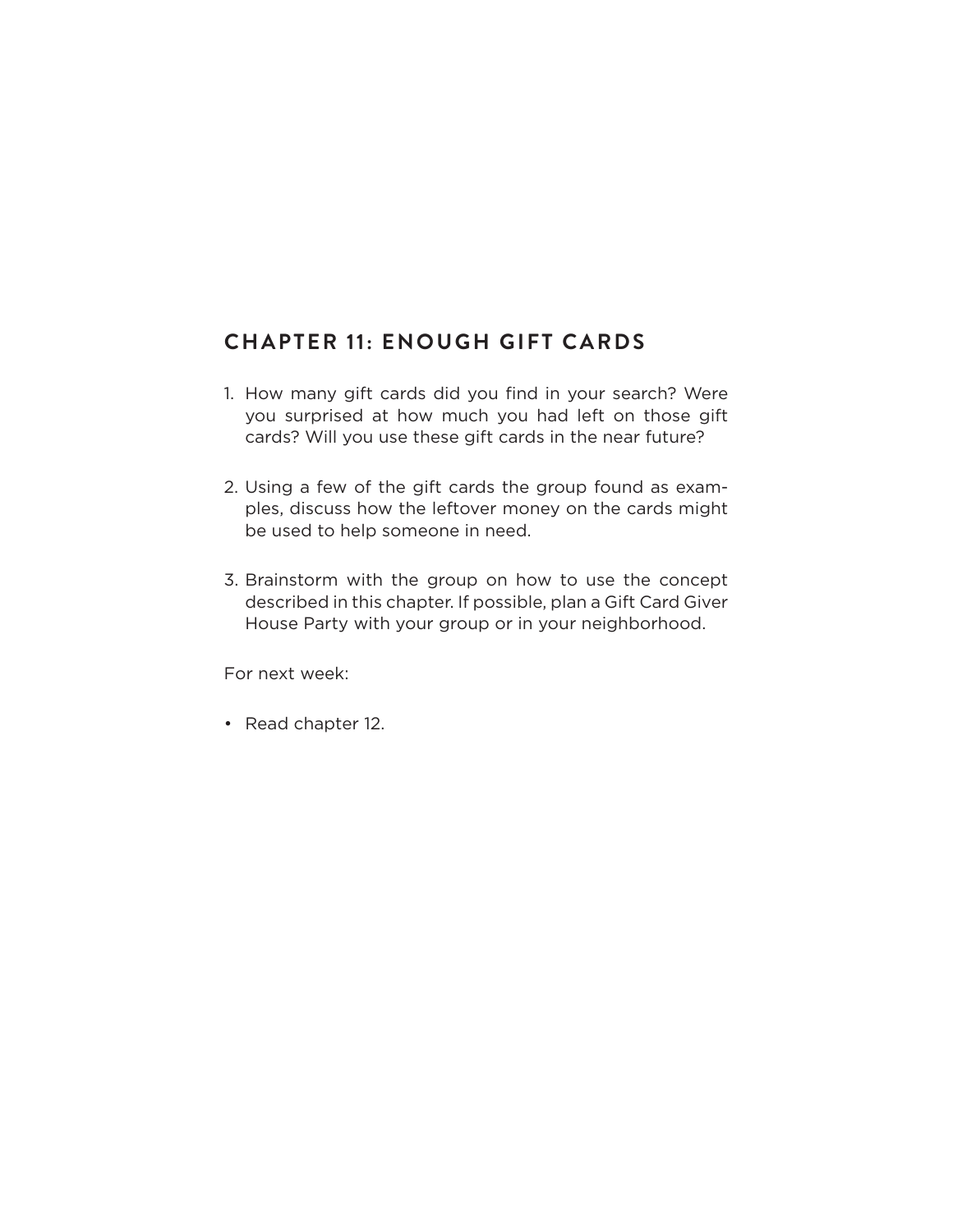## CHAPTER 11: ENOUGH GIFT CARDS

1. How many gift cards did you find in your search? Were you surprised at how much you had left on those gift cards? Will you use these gift cards in the near future?

2. Using a few of the gift cards the group found as examples, discuss how the leftover money on the cards might be used to help someone in need.

3. Brainstorm with the group on how to use the concept described in this chapter. If possible, plan a Gift Card Giver House Party with your group or in your neighborhood.

For next week:

- Read chapter 12.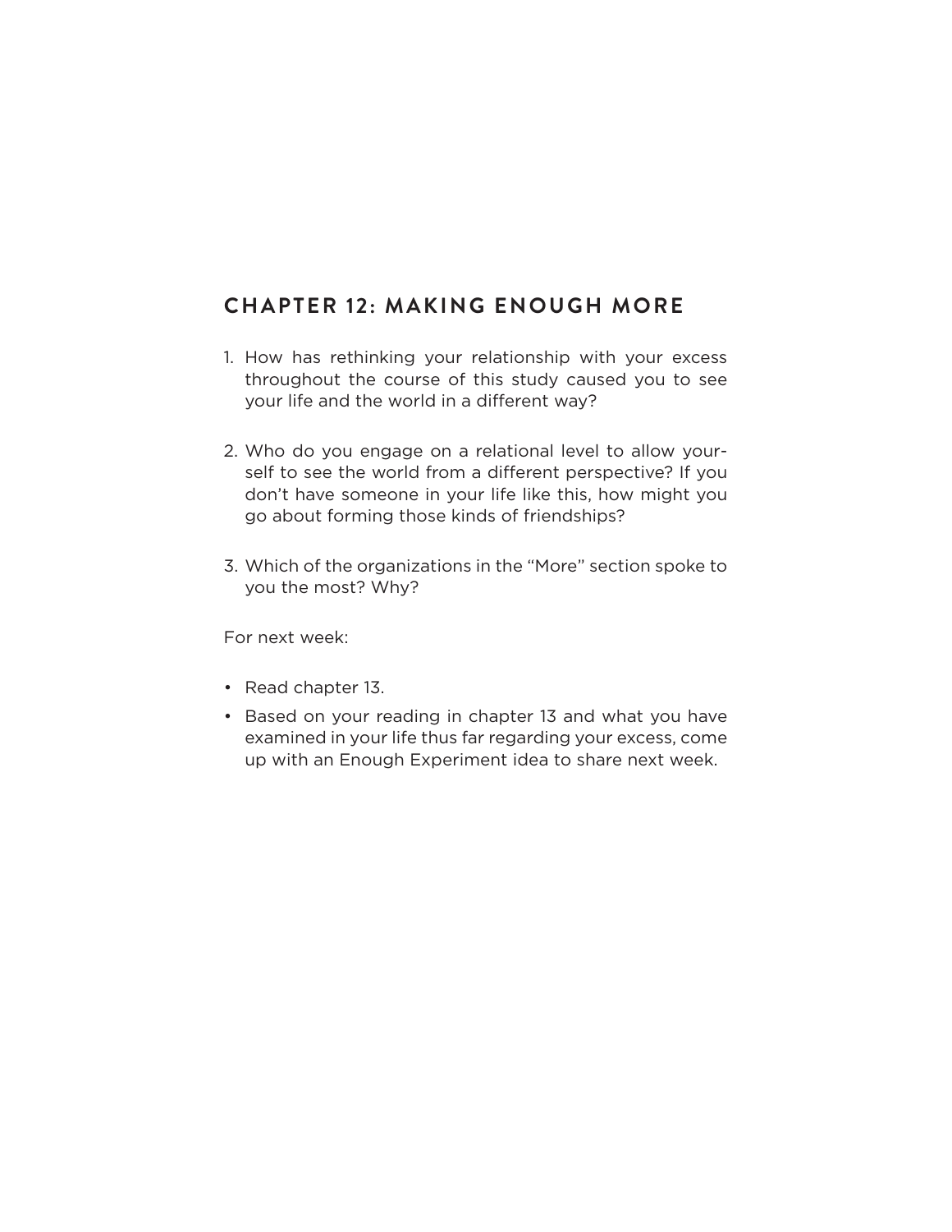## CHAPTER 12: MAKING ENOUGH MORE

1. How has rethinking your relationship with your excess throughout the course of this study caused you to see your life and the world in a different way?

2. Who do you engage on a relational level to allow yourself to see the world from a different perspective? If you don't have someone in your life like this, how might you go about forming those kinds of friendships?

3. Which of the organizations in the "More" section spoke to you the most? Why?

For next week:

- Read chapter 13.
- Based on your reading in chapter 13 and what you have examined in your life thus far regarding your excess, come up with an Enough Experiment idea to share next week.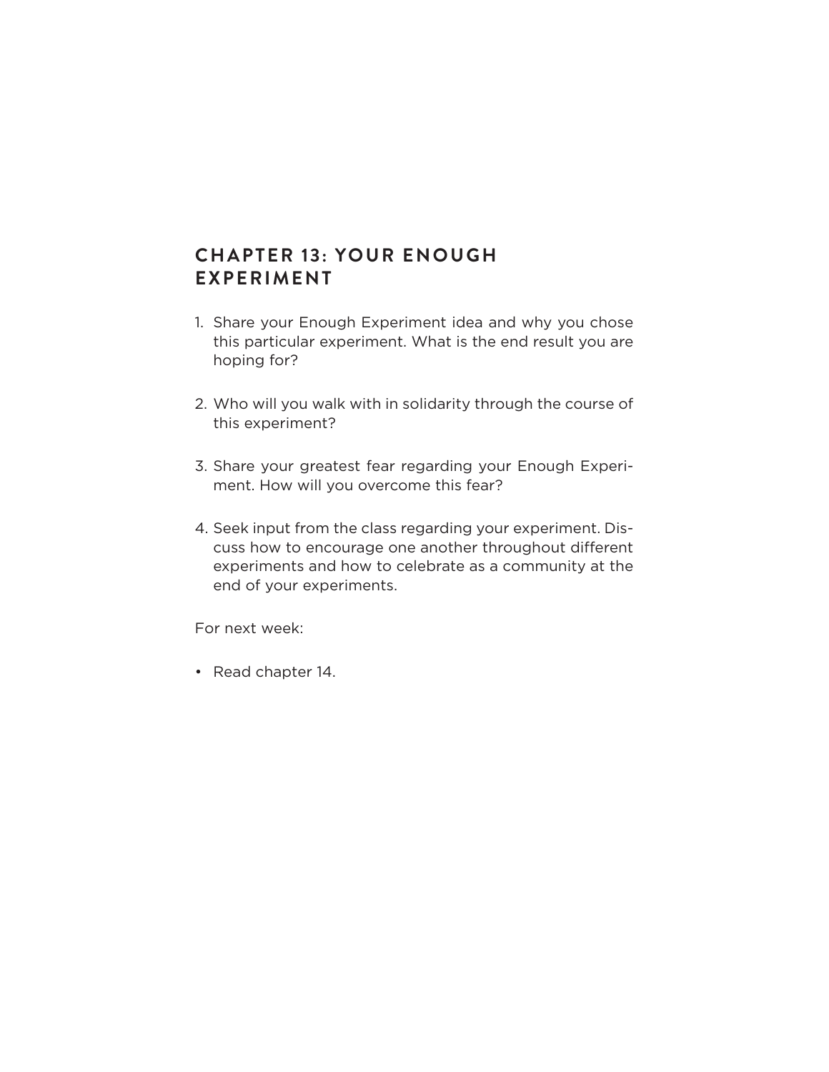## CHAPTER 13: YOUR ENOUGH EXPERIMENT

1. Share your Enough Experiment idea and why you chose this particular experiment. What is the end result you are hoping for?

2. Who will you walk with in solidarity through the course of this experiment?

3. Share your greatest fear regarding your Enough Experiment. How will you overcome this fear?

4. Seek input from the class regarding your experiment. Discuss how to encourage one another throughout different experiments and how to celebrate as a community at the end of your experiments.

For next week:

- Read chapter 14.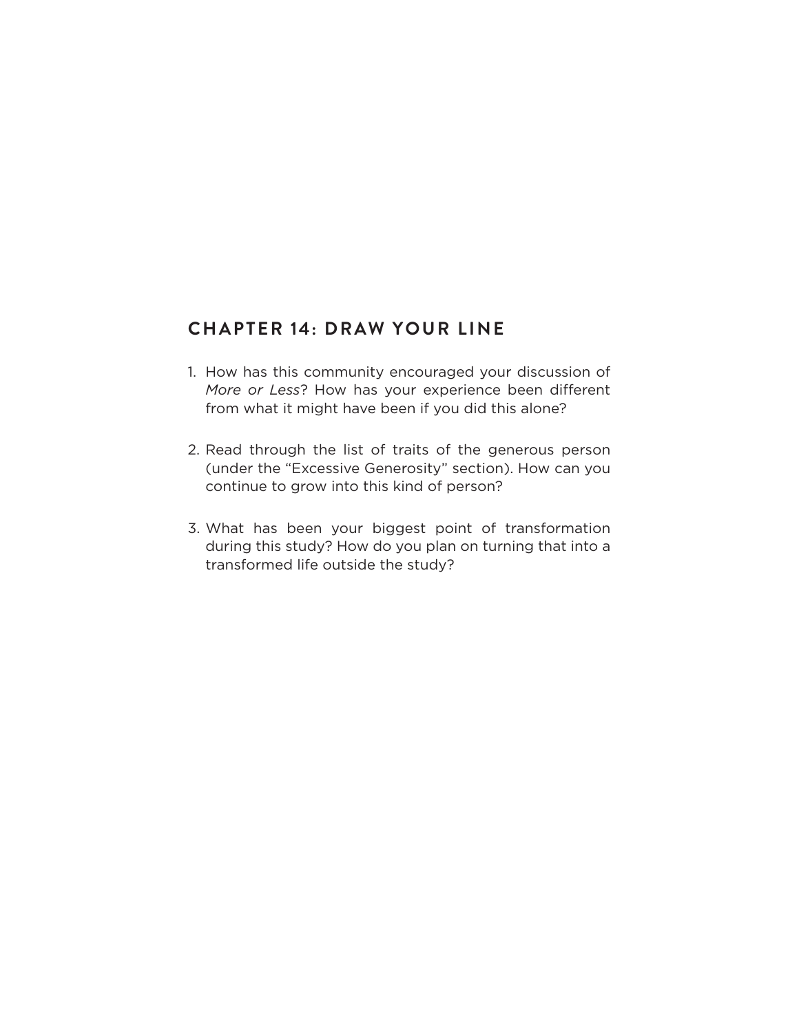## CHAPTER 14: DRAW YOUR LINE

1. How has this community encouraged your discussion of *More or Less*? How has your experience been different from what it might have been if you did this alone?

2. Read through the list of traits of the generous person (under the "Excessive Generosity" section). How can you continue to grow into this kind of person?

3. What has been your biggest point of transformation during this study? How do you plan on turning that into a transformed life outside the study?